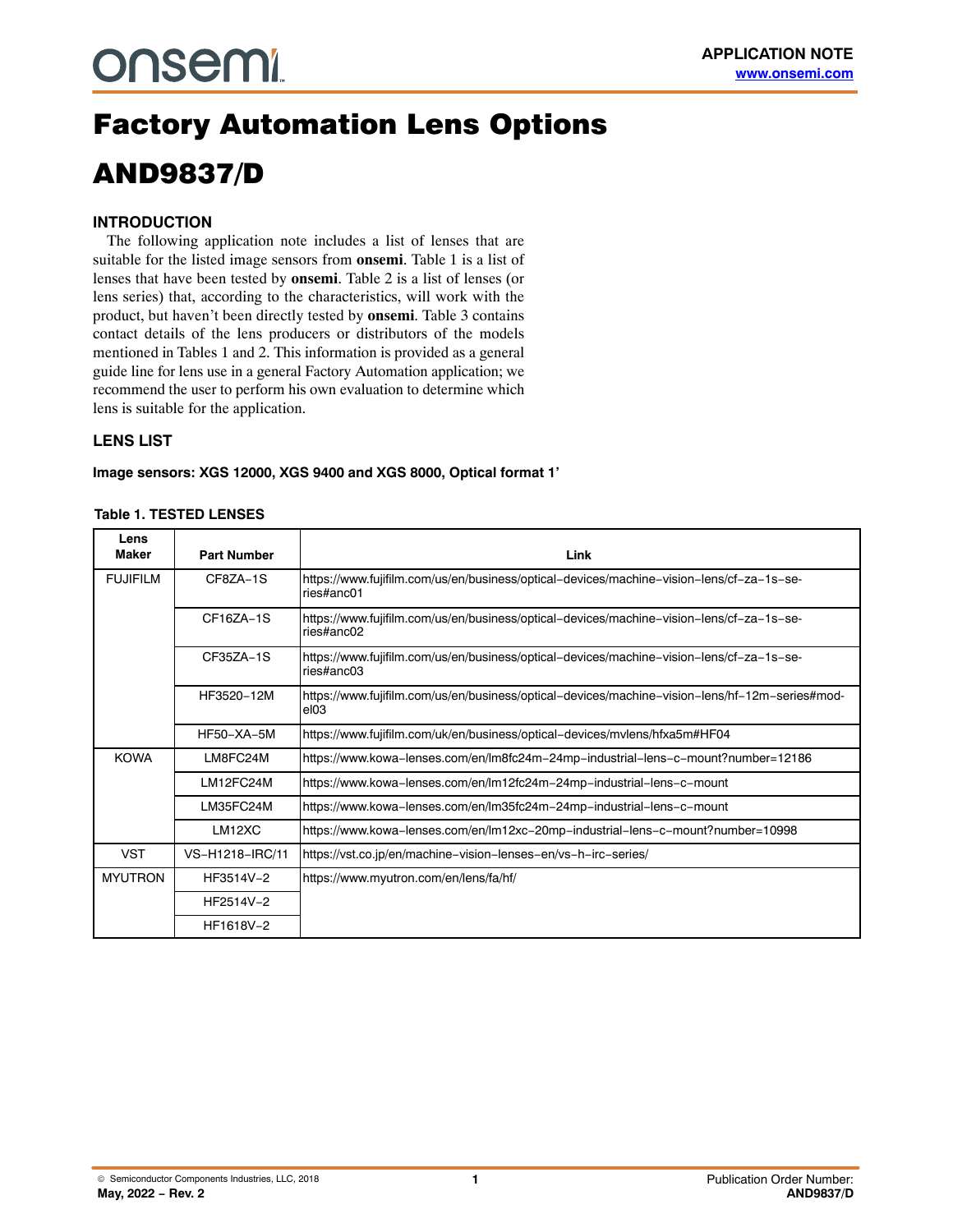# Factory Automation Lens Options

# AND9837/D

## INTRODUCTION

The following application note includes a list of lenses that are suitable for the listed image sensors from **onsemi**. Table 1 is a list of lenses that have been tested by **onsemi**. Table 2 is a list of lenses (or lens series) that, according to the characteristics, will work with the product, but haven't been directly tested by **onsemi**. Table 3 contains contact details of the lens producers or distributors of the models mentioned in Tables 1 and 2. This information is provided as a general guide line for lens use in a general Factory Automation application; we recommend the user to perform his own evaluation to determine which lens is suitable for the application.

## LENS LIST

**Image sensors: XGS 12000, XGS 9400 and XGS 8000, Optical format 1'**

**Table 1. TESTED LENSES**

| Lens Maker | Part Number | Link |
|---|---|---|
| FUJIFILM | CF8ZA−1S | https://www.fujifilm.com/us/en/business/optical−devices/machine−vision−lens/cf−za−1s−series#anc01 |
| | CF16ZA−1S | https://www.fujifilm.com/us/en/business/optical−devices/machine−vision−lens/cf−za−1s−series#anc02 |
| | CF35ZA−1S | https://www.fujifilm.com/us/en/business/optical−devices/machine−vision−lens/cf−za−1s−series#anc03 |
| | HF3520−12M | https://www.fujifilm.com/us/en/business/optical−devices/machine−vision−lens/hf−12m−series#model03 |
| | HF50−XA−5M | https://www.fujifilm.com/uk/en/business/optical−devices/mvlens/hfxa5m#HF04 |
| KOWA | LM8FC24M | https://www.kowa−lenses.com/en/lm8fc24m−24mp−industrial−lens−c−mount?number=12186 |
| | LM12FC24M | https://www.kowa−lenses.com/en/lm12fc24m−24mp−industrial−lens−c−mount |
| | LM35FC24M | https://www.kowa−lenses.com/en/lm35fc24m−24mp−industrial−lens−c−mount |
| | LM12XC | https://www.kowa−lenses.com/en/lm12xc−20mp−industrial−lens−c−mount?number=10998 |
| VST | VS−H1218−IRC/11 | https://vst.co.jp/en/machine−vision−lenses−en/vs−h−irc−series/ |
| MYUTRON | HF3514V−2 | https://www.myutron.com/en/lens/fa/hf/ |
| | HF2514V−2 | |
| | HF1618V−2 | |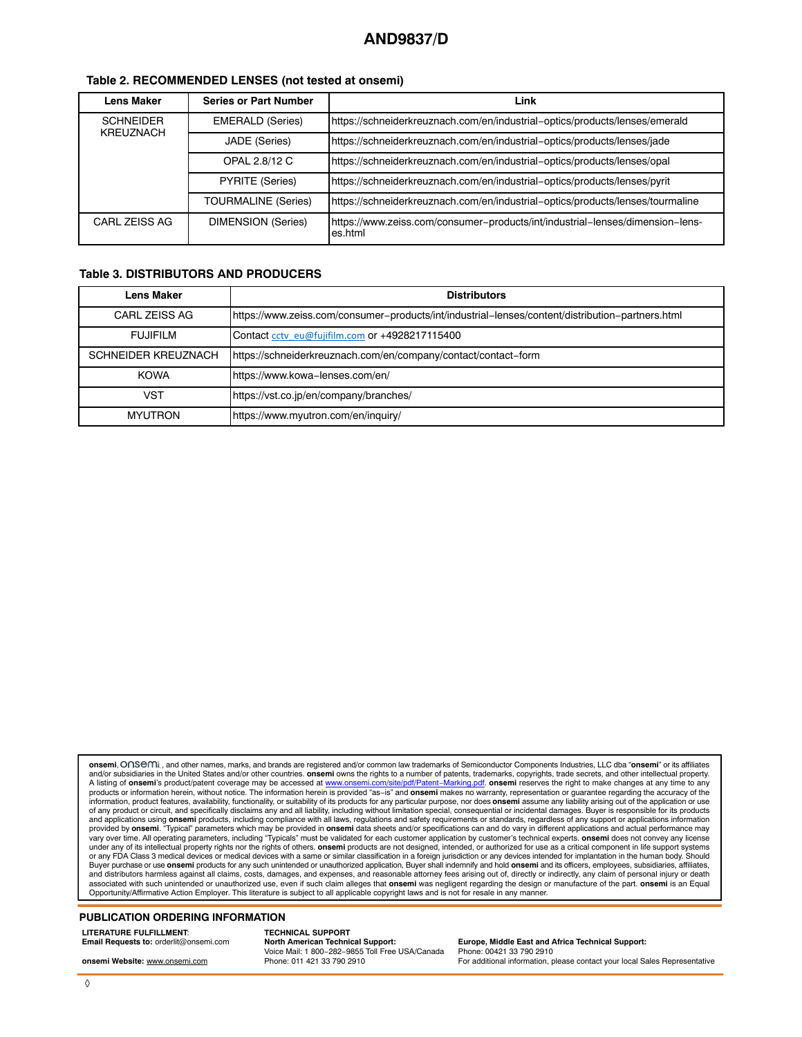**Table 2. RECOMMENDED LENSES (not tested at onsemi)**

| Lens Maker | Series or Part Number | Link |
| --- | --- | --- |
| SCHNEIDER KREUZNACH | EMERALD (Series) | https://schneiderkreuznach.com/en/industrial−optics/products/lenses/emerald |
| | JADE (Series) | https://schneiderkreuznach.com/en/industrial−optics/products/lenses/jade |
| | OPAL 2.8/12 C | https://schneiderkreuznach.com/en/industrial−optics/products/lenses/opal |
| | PYRITE (Series) | https://schneiderkreuznach.com/en/industrial−optics/products/lenses/pyrit |
| | TOURMALINE (Series) | https://schneiderkreuznach.com/en/industrial−optics/products/lenses/tourmaline |
| CARL ZEISS AG | DIMENSION (Series) | https://www.zeiss.com/consumer−products/int/industrial−lenses/dimension−lenses.html |

**Table 3. DISTRIBUTORS AND PRODUCERS**

| Lens Maker | Distributors |
| --- | --- |
| CARL ZEISS AG | https://www.zeiss.com/consumer−products/int/industrial−lenses/content/distribution−partners.html |
| FUJIFILM | Contact cctv_eu@fujifilm.com or +4928217115400 |
| SCHNEIDER KREUZNACH | https://schneiderkreuznach.com/en/company/contact/contact−form |
| KOWA | https://www.kowa−lenses.com/en/ |
| VST | https://vst.co.jp/en/company/branches/ |
| MYUTRON | https://www.myutron.com/en/inquiry/ |

**onsemi**, onsemi, and other names, marks, and brands are registered and/or common law trademarks of Semiconductor Components Industries, LLC dba "**onsemi**" or its affiliates and/or subsidiaries in the United States and/or other countries. **onsemi** owns the rights to a number of patents, trademarks, copyrights, trade secrets, and other intellectual property. A listing of **onsemi**'s product/patent coverage may be accessed at www.onsemi.com/site/pdf/Patent−Marking.pdf. **onsemi** reserves the right to make changes at any time to any products or information herein, without notice. The information herein is provided "as−is" and **onsemi** makes no warranty, representation or guarantee regarding the accuracy of the information, product features, availability, functionality, or suitability of its products for any particular purpose, nor does **onsemi** assume any liability arising out of the application or use of any product or circuit, and specifically disclaims any and all liability, including without limitation special, consequential or incidental damages. Buyer is responsible for its products and applications using **onsemi** products, including compliance with all laws, regulations and safety requirements or standards, regardless of any support or applications information provided by **onsemi**. "Typical" parameters which may be provided in **onsemi** data sheets and/or specifications can and do vary in different applications and actual performance may vary over time. All operating parameters, including "Typicals" must be validated for each customer application by customer's technical experts. **onsemi** does not convey any license under any of its intellectual property rights nor the rights of others. **onsemi** products are not designed, intended, or authorized for use as a critical component in life support systems or any FDA Class 3 medical devices or medical devices with a same or similar classification in a foreign jurisdiction or any devices intended for implantation in the human body. Should Buyer purchase or use **onsemi** products for any such unintended or unauthorized application, Buyer shall indemnify and hold **onsemi** and its officers, employees, subsidiaries, affiliates, and distributors harmless against all claims, costs, damages, and expenses, and reasonable attorney fees arising out of, directly or indirectly, any claim of personal injury or death associated with such unintended or unauthorized use, even if such claim alleges that **onsemi** was negligent regarding the design or manufacture of the part. **onsemi** is an Equal Opportunity/Affirmative Action Employer. This literature is subject to all applicable copyright laws and is not for resale in any manner.

**PUBLICATION ORDERING INFORMATION**

**LITERATURE FULFILLMENT**:
**Email Requests to:** orderlit@onsemi.com

**onsemi Website:** www.onsemi.com

**TECHNICAL SUPPORT**
**North American Technical Support:**
Voice Mail: 1 800−282−9855 Toll Free USA/Canada
Phone: 011 421 33 790 2910

**Europe, Middle East and Africa Technical Support:**
Phone: 00421 33 790 2910
For additional information, please contact your local Sales Representative